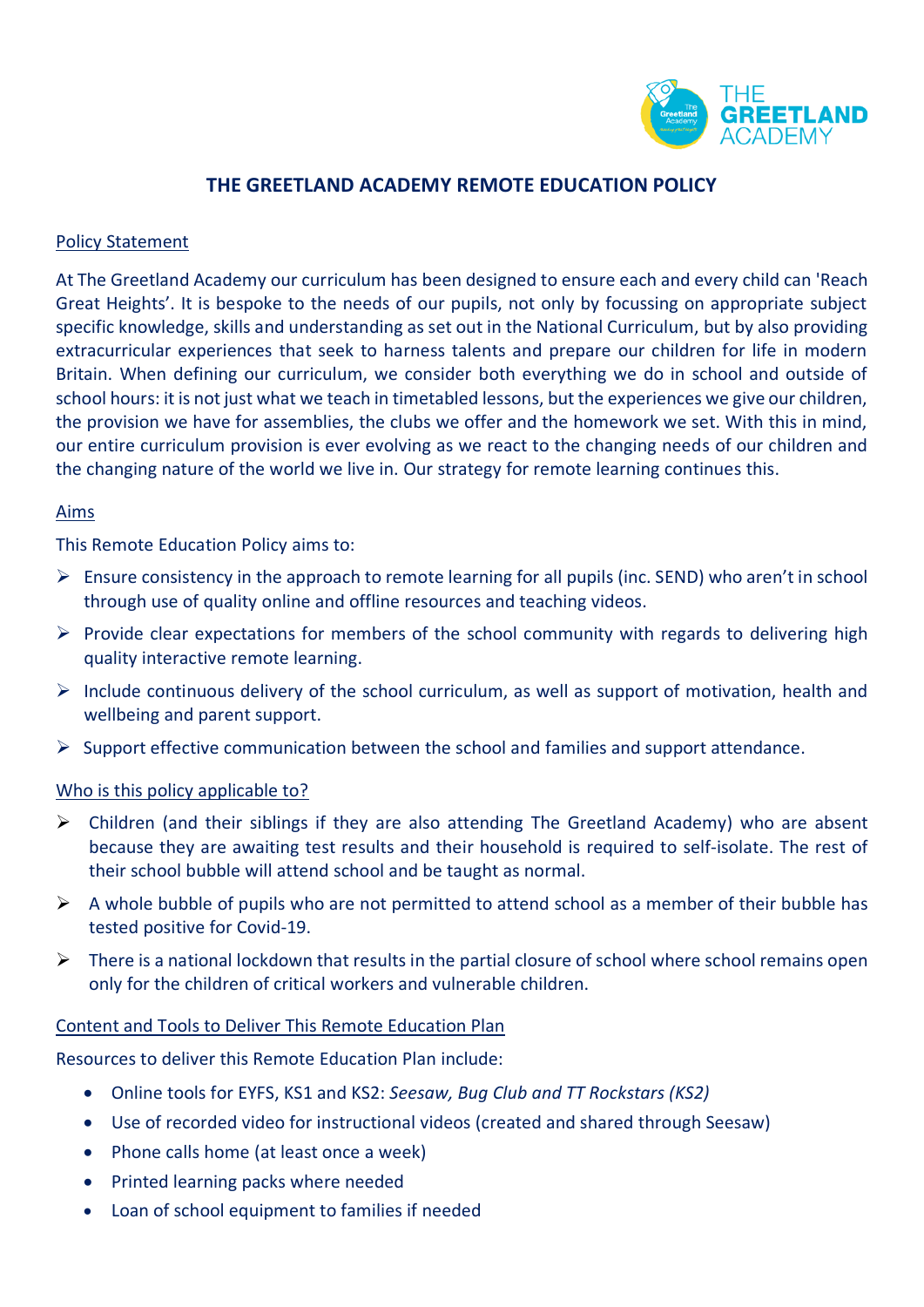# THE GREETLAND ACADEMY REMOTE EDUCATION POLICY

## Policy Statement

At The Greetland Academy our curriculum has been designed to ensure each and every child can 'Reach Great Heights'. It is bespoke to the needs of our pupils, not only by focussing on appropriate subject specific knowledge, skills and understanding as set out in the National Curriculum, but by also providing extracurricular experiences that seek to harness talents and prepare our children for life in modern Britain. When defining our curriculum, we consider both everything we do in school and outside of school hours: it is not just what we teach in timetabled lessons, but the experiences we give our children, the provision we have for assemblies, the clubs we offer and the homework we set. With this in mind, our entire curriculum provision is ever evolving as we react to the changing needs of our children and the changing nature of the world we live in. Our strategy for remote learning continues this.

## Aims

This Remote Education Policy aims to:

- Ensure consistency in the approach to remote learning for all pupils (inc. SEND) who aren't in school through use of quality online and offline resources and teaching videos.
- Provide clear expectations for members of the school community with regards to delivering high quality interactive remote learning.
- Include continuous delivery of the school curriculum, as well as support of motivation, health and wellbeing and parent support.
- Support effective communication between the school and families and support attendance.

## Who is this policy applicable to?

- Children (and their siblings if they are also attending The Greetland Academy) who are absent because they are awaiting test results and their household is required to self-isolate. The rest of their school bubble will attend school and be taught as normal.
- A whole bubble of pupils who are not permitted to attend school as a member of their bubble has tested positive for Covid-19.
- There is a national lockdown that results in the partial closure of school where school remains open only for the children of critical workers and vulnerable children.

## Content and Tools to Deliver This Remote Education Plan

Resources to deliver this Remote Education Plan include:

- Online tools for EYFS, KS1 and KS2: *Seesaw, Bug Club and TT Rockstars (KS2)*
- Use of recorded video for instructional videos (created and shared through Seesaw)
- Phone calls home (at least once a week)
- Printed learning packs where needed
- Loan of school equipment to families if needed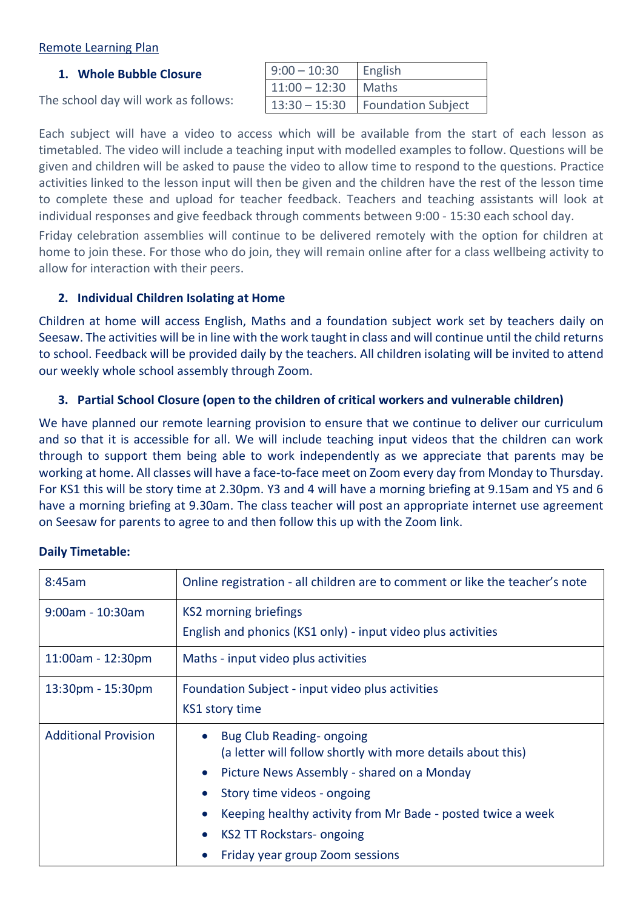Remote Learning Plan

## 1. Whole Bubble Closure

The school day will work as follows:

| 9:00 – 10:30 | English |
|---|---|
| 11:00 – 12:30 | Maths |
| 13:30 – 15:30 | Foundation Subject |

Each subject will have a video to access which will be available from the start of each lesson as timetabled. The video will include a teaching input with modelled examples to follow. Questions will be given and children will be asked to pause the video to allow time to respond to the questions. Practice activities linked to the lesson input will then be given and the children have the rest of the lesson time to complete these and upload for teacher feedback. Teachers and teaching assistants will look at individual responses and give feedback through comments between 9:00 - 15:30 each school day.

Friday celebration assemblies will continue to be delivered remotely with the option for children at home to join these. For those who do join, they will remain online after for a class wellbeing activity to allow for interaction with their peers.

## 2. Individual Children Isolating at Home

Children at home will access English, Maths and a foundation subject work set by teachers daily on Seesaw. The activities will be in line with the work taught in class and will continue until the child returns to school. Feedback will be provided daily by the teachers. All children isolating will be invited to attend our weekly whole school assembly through Zoom.

## 3. Partial School Closure (open to the children of critical workers and vulnerable children)

We have planned our remote learning provision to ensure that we continue to deliver our curriculum and so that it is accessible for all. We will include teaching input videos that the children can work through to support them being able to work independently as we appreciate that parents may be working at home. All classes will have a face-to-face meet on Zoom every day from Monday to Thursday. For KS1 this will be story time at 2.30pm. Y3 and 4 will have a morning briefing at 9.15am and Y5 and 6 have a morning briefing at 9.30am. The class teacher will post an appropriate internet use agreement on Seesaw for parents to agree to and then follow this up with the Zoom link.

**Daily Timetable:**

| Time | Activity |
|---|---|
| 8:45am | Online registration - all children are to comment or like the teacher's note |
| 9:00am - 10:30am | KS2 morning briefings<br>English and phonics (KS1 only) - input video plus activities |
| 11:00am - 12:30pm | Maths - input video plus activities |
| 13:30pm - 15:30pm | Foundation Subject - input video plus activities<br>KS1 story time |
| Additional Provision | • Bug Club Reading- ongoing (a letter will follow shortly with more details about this)<br>• Picture News Assembly - shared on a Monday<br>• Story time videos - ongoing<br>• Keeping healthy activity from Mr Bade - posted twice a week<br>• KS2 TT Rockstars- ongoing<br>• Friday year group Zoom sessions |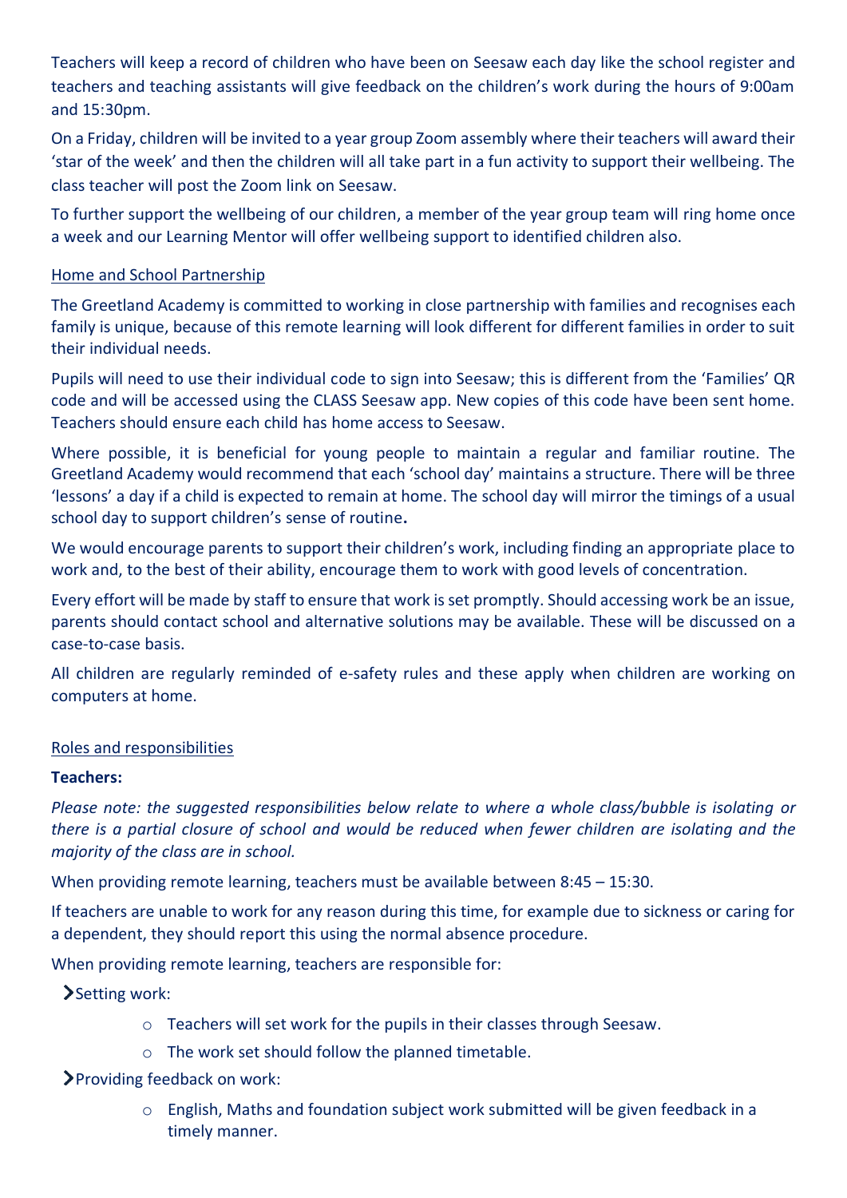Teachers will keep a record of children who have been on Seesaw each day like the school register and teachers and teaching assistants will give feedback on the children's work during the hours of 9:00am and 15:30pm.

On a Friday, children will be invited to a year group Zoom assembly where their teachers will award their 'star of the week' and then the children will all take part in a fun activity to support their wellbeing. The class teacher will post the Zoom link on Seesaw.

To further support the wellbeing of our children, a member of the year group team will ring home once a week and our Learning Mentor will offer wellbeing support to identified children also.

## Home and School Partnership

The Greetland Academy is committed to working in close partnership with families and recognises each family is unique, because of this remote learning will look different for different families in order to suit their individual needs.

Pupils will need to use their individual code to sign into Seesaw; this is different from the 'Families' QR code and will be accessed using the CLASS Seesaw app. New copies of this code have been sent home. Teachers should ensure each child has home access to Seesaw.

Where possible, it is beneficial for young people to maintain a regular and familiar routine. The Greetland Academy would recommend that each 'school day' maintains a structure. There will be three 'lessons' a day if a child is expected to remain at home. The school day will mirror the timings of a usual school day to support children's sense of routine**.**

We would encourage parents to support their children's work, including finding an appropriate place to work and, to the best of their ability, encourage them to work with good levels of concentration.

Every effort will be made by staff to ensure that work is set promptly. Should accessing work be an issue, parents should contact school and alternative solutions may be available. These will be discussed on a case-to-case basis.

All children are regularly reminded of e-safety rules and these apply when children are working on computers at home.

## Roles and responsibilities

**Teachers:**

*Please note: the suggested responsibilities below relate to where a whole class/bubble is isolating or there is a partial closure of school and would be reduced when fewer children are isolating and the majority of the class are in school.*

When providing remote learning, teachers must be available between 8:45 – 15:30.

If teachers are unable to work for any reason during this time, for example due to sickness or caring for a dependent, they should report this using the normal absence procedure.

When providing remote learning, teachers are responsible for:

- Setting work:
  - Teachers will set work for the pupils in their classes through Seesaw.
  - The work set should follow the planned timetable.
- Providing feedback on work:
  - English, Maths and foundation subject work submitted will be given feedback in a timely manner.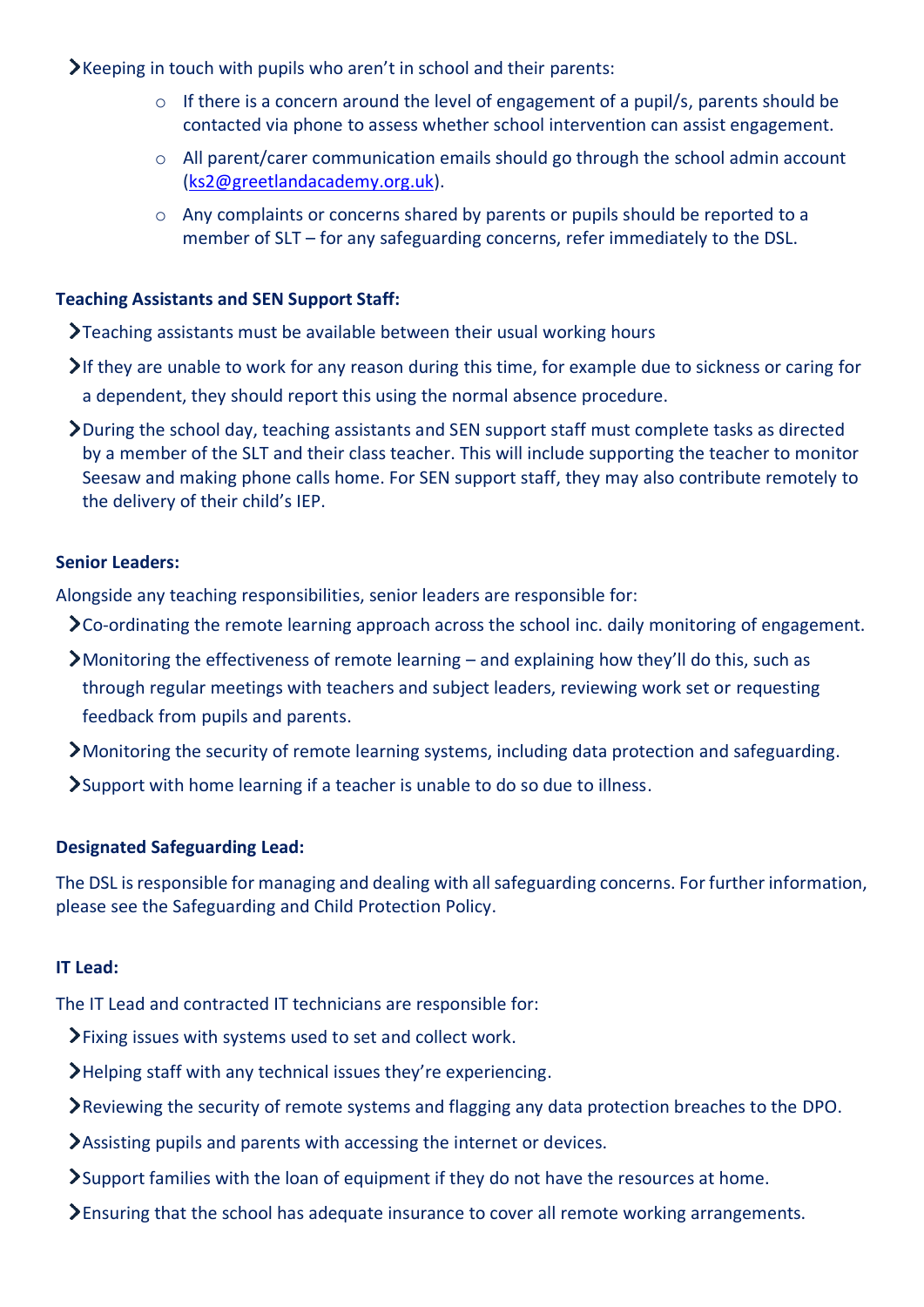- Keeping in touch with pupils who aren't in school and their parents:
    - If there is a concern around the level of engagement of a pupil/s, parents should be contacted via phone to assess whether school intervention can assist engagement.
    - All parent/carer communication emails should go through the school admin account (ks2@greetlandacademy.org.uk).
    - Any complaints or concerns shared by parents or pupils should be reported to a member of SLT – for any safeguarding concerns, refer immediately to the DSL.

**Teaching Assistants and SEN Support Staff:**

- Teaching assistants must be available between their usual working hours
- If they are unable to work for any reason during this time, for example due to sickness or caring for a dependent, they should report this using the normal absence procedure.
- During the school day, teaching assistants and SEN support staff must complete tasks as directed by a member of the SLT and their class teacher. This will include supporting the teacher to monitor Seesaw and making phone calls home. For SEN support staff, they may also contribute remotely to the delivery of their child's IEP.

**Senior Leaders:**

Alongside any teaching responsibilities, senior leaders are responsible for:

- Co-ordinating the remote learning approach across the school inc. daily monitoring of engagement.
- Monitoring the effectiveness of remote learning – and explaining how they'll do this, such as through regular meetings with teachers and subject leaders, reviewing work set or requesting feedback from pupils and parents.
- Monitoring the security of remote learning systems, including data protection and safeguarding.
- Support with home learning if a teacher is unable to do so due to illness.

**Designated Safeguarding Lead:**

The DSL is responsible for managing and dealing with all safeguarding concerns. For further information, please see the Safeguarding and Child Protection Policy.

**IT Lead:**

The IT Lead and contracted IT technicians are responsible for:

- Fixing issues with systems used to set and collect work.
- Helping staff with any technical issues they're experiencing.
- Reviewing the security of remote systems and flagging any data protection breaches to the DPO.
- Assisting pupils and parents with accessing the internet or devices.
- Support families with the loan of equipment if they do not have the resources at home.
- Ensuring that the school has adequate insurance to cover all remote working arrangements.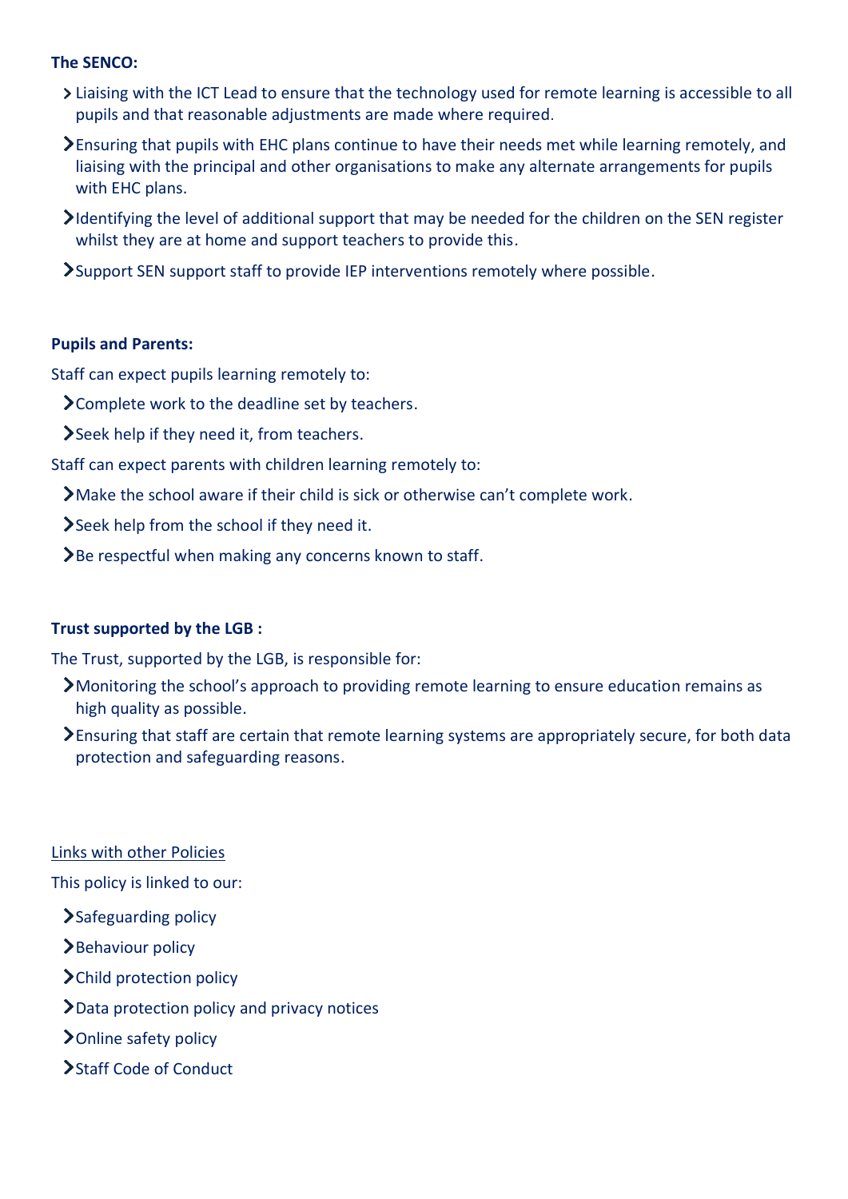**The SENCO:**

- Liaising with the ICT Lead to ensure that the technology used for remote learning is accessible to all pupils and that reasonable adjustments are made where required.
- Ensuring that pupils with EHC plans continue to have their needs met while learning remotely, and liaising with the principal and other organisations to make any alternate arrangements for pupils with EHC plans.
- Identifying the level of additional support that may be needed for the children on the SEN register whilst they are at home and support teachers to provide this.
- Support SEN support staff to provide IEP interventions remotely where possible.

**Pupils and Parents:**

Staff can expect pupils learning remotely to:

- Complete work to the deadline set by teachers.
- Seek help if they need it, from teachers.

Staff can expect parents with children learning remotely to:

- Make the school aware if their child is sick or otherwise can't complete work.
- Seek help from the school if they need it.
- Be respectful when making any concerns known to staff.

**Trust supported by the LGB :**

The Trust, supported by the LGB, is responsible for:

- Monitoring the school's approach to providing remote learning to ensure education remains as high quality as possible.
- Ensuring that staff are certain that remote learning systems are appropriately secure, for both data protection and safeguarding reasons.

<u>Links with other Policies</u>

This policy is linked to our:

- Safeguarding policy
- Behaviour policy
- Child protection policy
- Data protection policy and privacy notices
- Online safety policy
- Staff Code of Conduct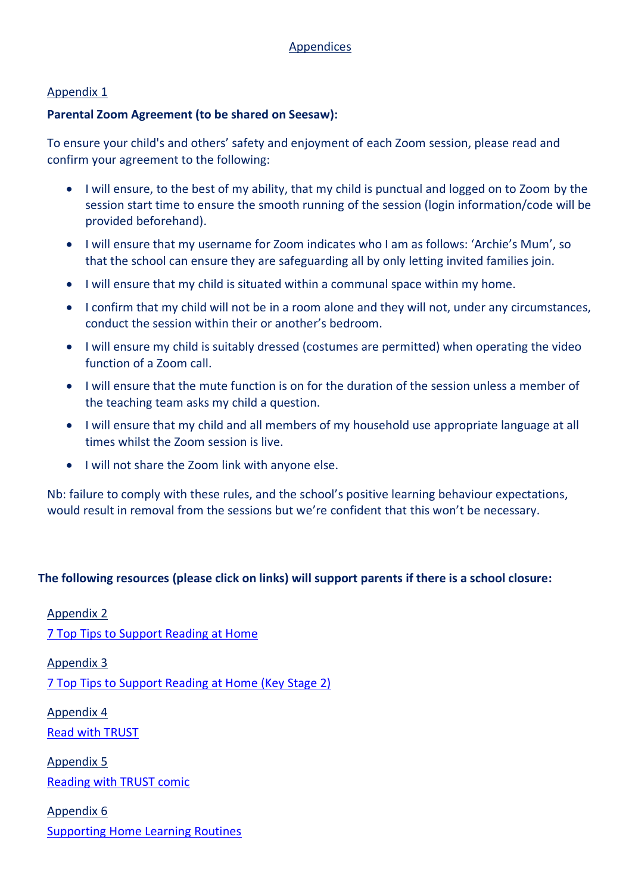## Appendices

### Appendix 1

**Parental Zoom Agreement (to be shared on Seesaw):**

To ensure your child's and others' safety and enjoyment of each Zoom session, please read and confirm your agreement to the following:

- I will ensure, to the best of my ability, that my child is punctual and logged on to Zoom by the session start time to ensure the smooth running of the session (login information/code will be provided beforehand).
- I will ensure that my username for Zoom indicates who I am as follows: 'Archie's Mum', so that the school can ensure they are safeguarding all by only letting invited families join.
- I will ensure that my child is situated within a communal space within my home.
- I confirm that my child will not be in a room alone and they will not, under any circumstances, conduct the session within their or another's bedroom.
- I will ensure my child is suitably dressed (costumes are permitted) when operating the video function of a Zoom call.
- I will ensure that the mute function is on for the duration of the session unless a member of the teaching team asks my child a question.
- I will ensure that my child and all members of my household use appropriate language at all times whilst the Zoom session is live.
- I will not share the Zoom link with anyone else.

Nb: failure to comply with these rules, and the school's positive learning behaviour expectations, would result in removal from the sessions but we're confident that this won't be necessary.

**The following resources (please click on links) will support parents if there is a school closure:**

Appendix 2
7 Top Tips to Support Reading at Home

Appendix 3
7 Top Tips to Support Reading at Home (Key Stage 2)

Appendix 4
Read with TRUST

Appendix 5
Reading with TRUST comic

Appendix 6
Supporting Home Learning Routines